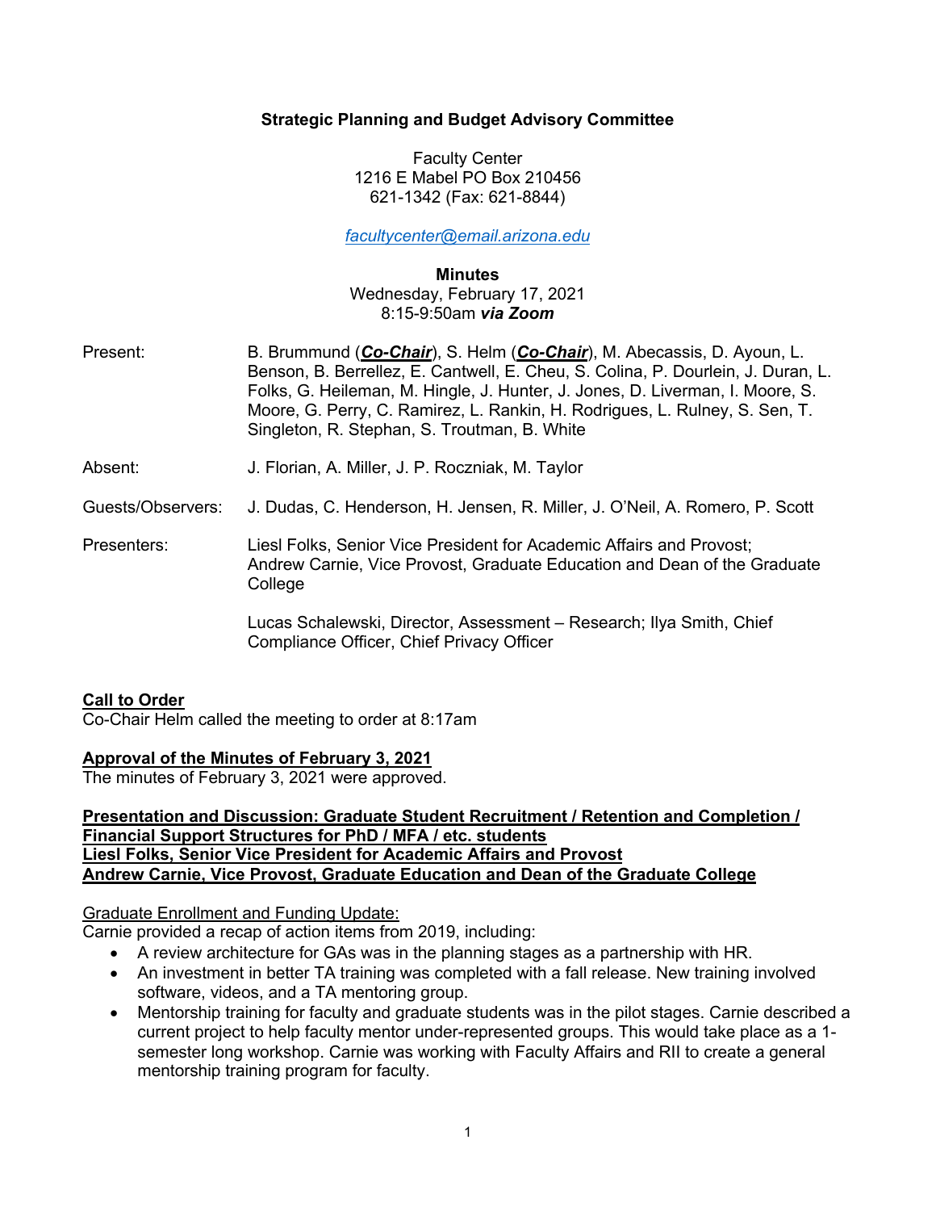**Strategic Planning and Budget Advisory Committee**

Faculty Center
1216 E Mabel PO Box 210456
621-1342 (Fax: 621-8844)

*facultycenter@email.arizona.edu*

**Minutes**
Wednesday, February 17, 2021
8:15-9:50am ***via Zoom***

| | |
|---|---|
| Present: | B. Brummund (***Co-Chair***), S. Helm (***Co-Chair***), M. Abecassis, D. Ayoun, L. Benson, B. Berrellez, E. Cantwell, E. Cheu, S. Colina, P. Dourlein, J. Duran, L. Folks, G. Heileman, M. Hingle, J. Hunter, J. Jones, D. Liverman, I. Moore, S. Moore, G. Perry, C. Ramirez, L. Rankin, H. Rodrigues, L. Rulney, S. Sen, T. Singleton, R. Stephan, S. Troutman, B. White |
| Absent: | J. Florian, A. Miller, J. P. Roczniak, M. Taylor |
| Guests/Observers: | J. Dudas, C. Henderson, H. Jensen, R. Miller, J. O'Neil, A. Romero, P. Scott |
| Presenters: | Liesl Folks, Senior Vice President for Academic Affairs and Provost; Andrew Carnie, Vice Provost, Graduate Education and Dean of the Graduate College<br><br>Lucas Schalewski, Director, Assessment – Research; Ilya Smith, Chief Compliance Officer, Chief Privacy Officer |

**Call to Order**
Co-Chair Helm called the meeting to order at 8:17am

**Approval of the Minutes of February 3, 2021**
The minutes of February 3, 2021 were approved.

**Presentation and Discussion: Graduate Student Recruitment / Retention and Completion / Financial Support Structures for PhD / MFA / etc. students**
**Liesl Folks, Senior Vice President for Academic Affairs and Provost**
**Andrew Carnie, Vice Provost, Graduate Education and Dean of the Graduate College**

Graduate Enrollment and Funding Update:
Carnie provided a recap of action items from 2019, including:

- A review architecture for GAs was in the planning stages as a partnership with HR.
- An investment in better TA training was completed with a fall release. New training involved software, videos, and a TA mentoring group.
- Mentorship training for faculty and graduate students was in the pilot stages. Carnie described a current project to help faculty mentor under-represented groups. This would take place as a 1-semester long workshop. Carnie was working with Faculty Affairs and RII to create a general mentorship training program for faculty.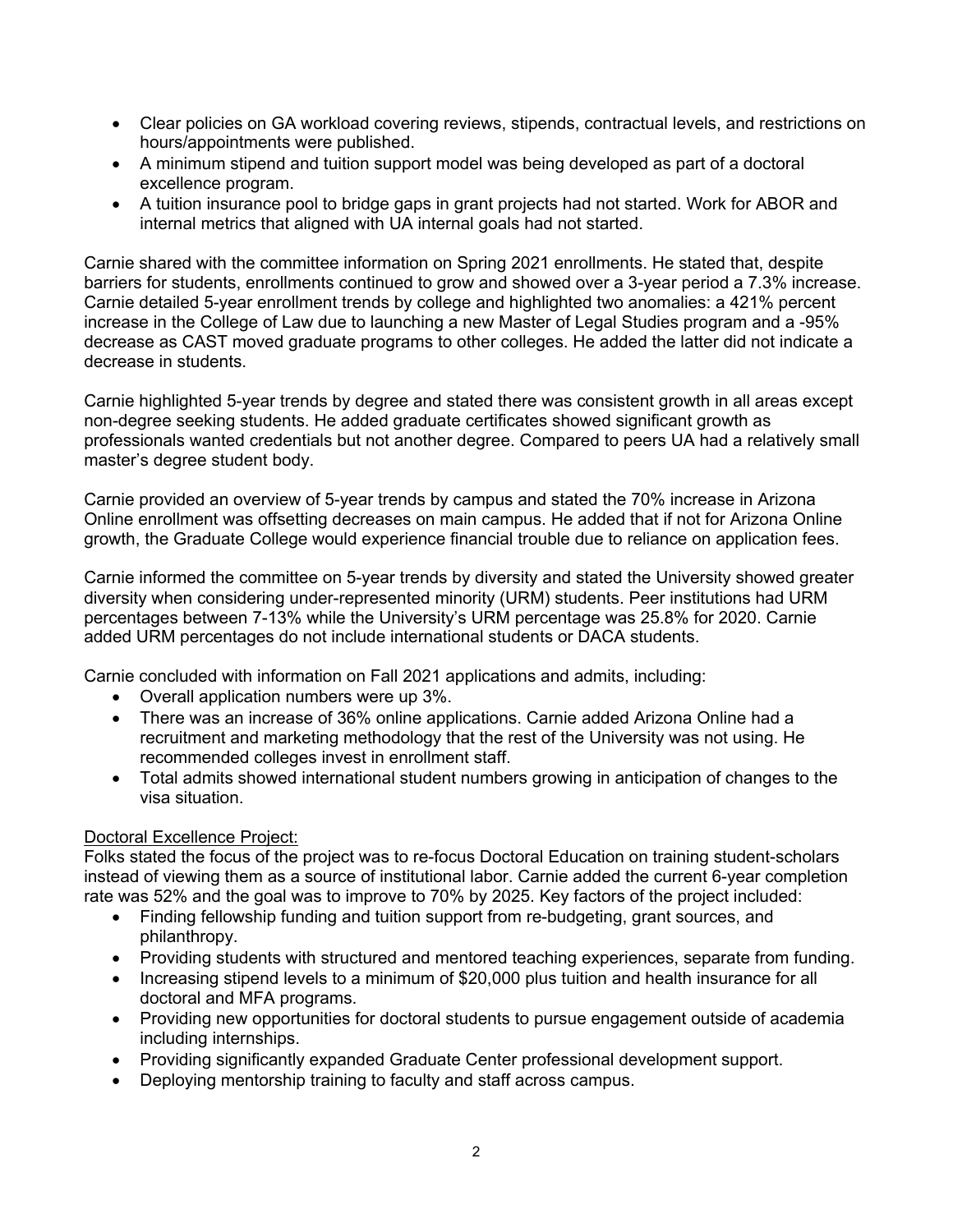- Clear policies on GA workload covering reviews, stipends, contractual levels, and restrictions on hours/appointments were published.
- A minimum stipend and tuition support model was being developed as part of a doctoral excellence program.
- A tuition insurance pool to bridge gaps in grant projects had not started. Work for ABOR and internal metrics that aligned with UA internal goals had not started.

Carnie shared with the committee information on Spring 2021 enrollments. He stated that, despite barriers for students, enrollments continued to grow and showed over a 3-year period a 7.3% increase. Carnie detailed 5-year enrollment trends by college and highlighted two anomalies: a 421% percent increase in the College of Law due to launching a new Master of Legal Studies program and a -95% decrease as CAST moved graduate programs to other colleges. He added the latter did not indicate a decrease in students.

Carnie highlighted 5-year trends by degree and stated there was consistent growth in all areas except non-degree seeking students. He added graduate certificates showed significant growth as professionals wanted credentials but not another degree. Compared to peers UA had a relatively small master's degree student body.

Carnie provided an overview of 5-year trends by campus and stated the 70% increase in Arizona Online enrollment was offsetting decreases on main campus. He added that if not for Arizona Online growth, the Graduate College would experience financial trouble due to reliance on application fees.

Carnie informed the committee on 5-year trends by diversity and stated the University showed greater diversity when considering under-represented minority (URM) students. Peer institutions had URM percentages between 7-13% while the University's URM percentage was 25.8% for 2020. Carnie added URM percentages do not include international students or DACA students.

Carnie concluded with information on Fall 2021 applications and admits, including:

- Overall application numbers were up 3%.
- There was an increase of 36% online applications. Carnie added Arizona Online had a recruitment and marketing methodology that the rest of the University was not using. He recommended colleges invest in enrollment staff.
- Total admits showed international student numbers growing in anticipation of changes to the visa situation.

<u>Doctoral Excellence Project:</u>

Folks stated the focus of the project was to re-focus Doctoral Education on training student-scholars instead of viewing them as a source of institutional labor. Carnie added the current 6-year completion rate was 52% and the goal was to improve to 70% by 2025. Key factors of the project included:

- Finding fellowship funding and tuition support from re-budgeting, grant sources, and philanthropy.
- Providing students with structured and mentored teaching experiences, separate from funding.
- Increasing stipend levels to a minimum of $20,000 plus tuition and health insurance for all doctoral and MFA programs.
- Providing new opportunities for doctoral students to pursue engagement outside of academia including internships.
- Providing significantly expanded Graduate Center professional development support.
- Deploying mentorship training to faculty and staff across campus.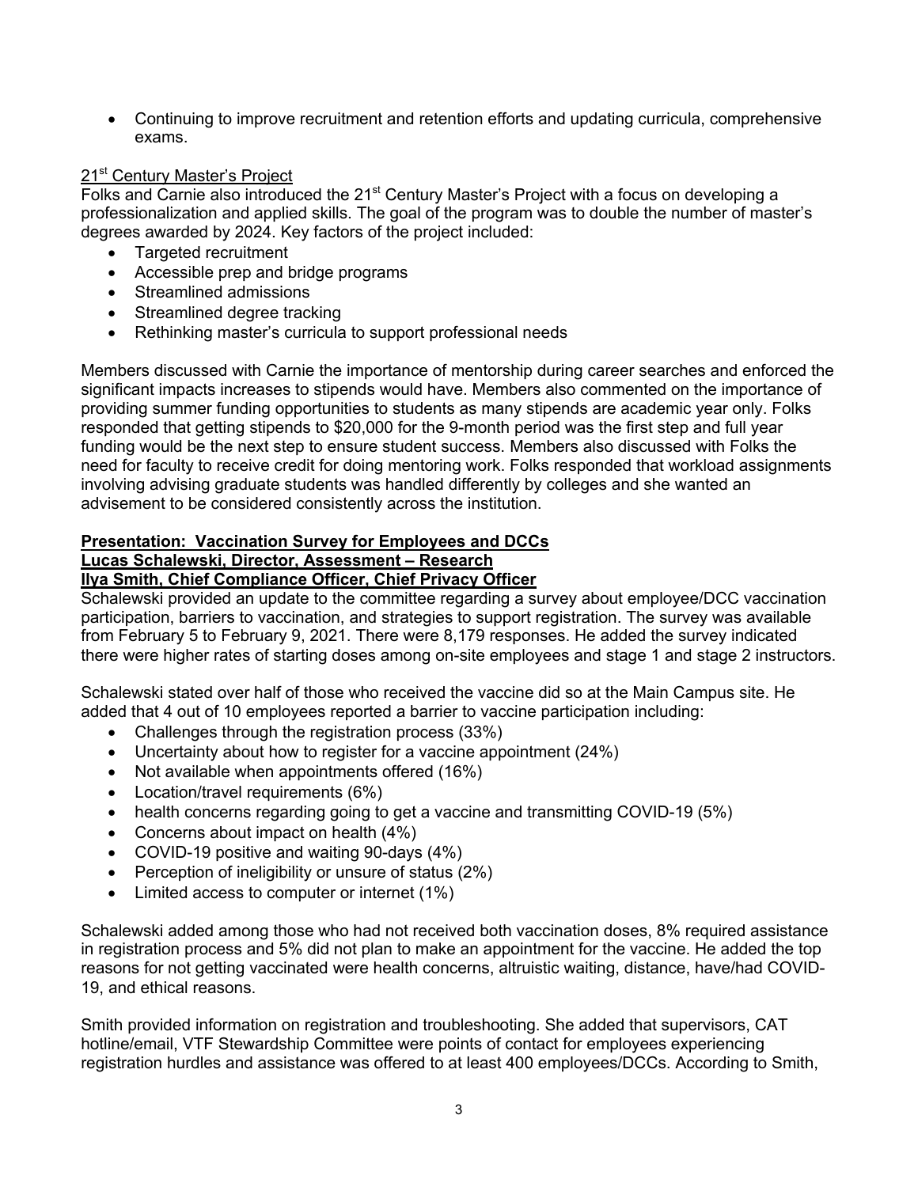- Continuing to improve recruitment and retention efforts and updating curricula, comprehensive exams.

21st Century Master's Project

Folks and Carnie also introduced the 21st Century Master's Project with a focus on developing a professionalization and applied skills. The goal of the program was to double the number of master's degrees awarded by 2024. Key factors of the project included:

- Targeted recruitment
- Accessible prep and bridge programs
- Streamlined admissions
- Streamlined degree tracking
- Rethinking master's curricula to support professional needs

Members discussed with Carnie the importance of mentorship during career searches and enforced the significant impacts increases to stipends would have. Members also commented on the importance of providing summer funding opportunities to students as many stipends are academic year only. Folks responded that getting stipends to $20,000 for the 9-month period was the first step and full year funding would be the next step to ensure student success. Members also discussed with Folks the need for faculty to receive credit for doing mentoring work. Folks responded that workload assignments involving advising graduate students was handled differently by colleges and she wanted an advisement to be considered consistently across the institution.

**Presentation: Vaccination Survey for Employees and DCCs**
**Lucas Schalewski, Director, Assessment – Research**
**Ilya Smith, Chief Compliance Officer, Chief Privacy Officer**

Schalewski provided an update to the committee regarding a survey about employee/DCC vaccination participation, barriers to vaccination, and strategies to support registration. The survey was available from February 5 to February 9, 2021. There were 8,179 responses. He added the survey indicated there were higher rates of starting doses among on-site employees and stage 1 and stage 2 instructors.

Schalewski stated over half of those who received the vaccine did so at the Main Campus site. He added that 4 out of 10 employees reported a barrier to vaccine participation including:

- Challenges through the registration process (33%)
- Uncertainty about how to register for a vaccine appointment (24%)
- Not available when appointments offered (16%)
- Location/travel requirements (6%)
- health concerns regarding going to get a vaccine and transmitting COVID-19 (5%)
- Concerns about impact on health (4%)
- COVID-19 positive and waiting 90-days (4%)
- Perception of ineligibility or unsure of status (2%)
- Limited access to computer or internet (1%)

Schalewski added among those who had not received both vaccination doses, 8% required assistance in registration process and 5% did not plan to make an appointment for the vaccine. He added the top reasons for not getting vaccinated were health concerns, altruistic waiting, distance, have/had COVID-19, and ethical reasons.

Smith provided information on registration and troubleshooting. She added that supervisors, CAT hotline/email, VTF Stewardship Committee were points of contact for employees experiencing registration hurdles and assistance was offered to at least 400 employees/DCCs. According to Smith,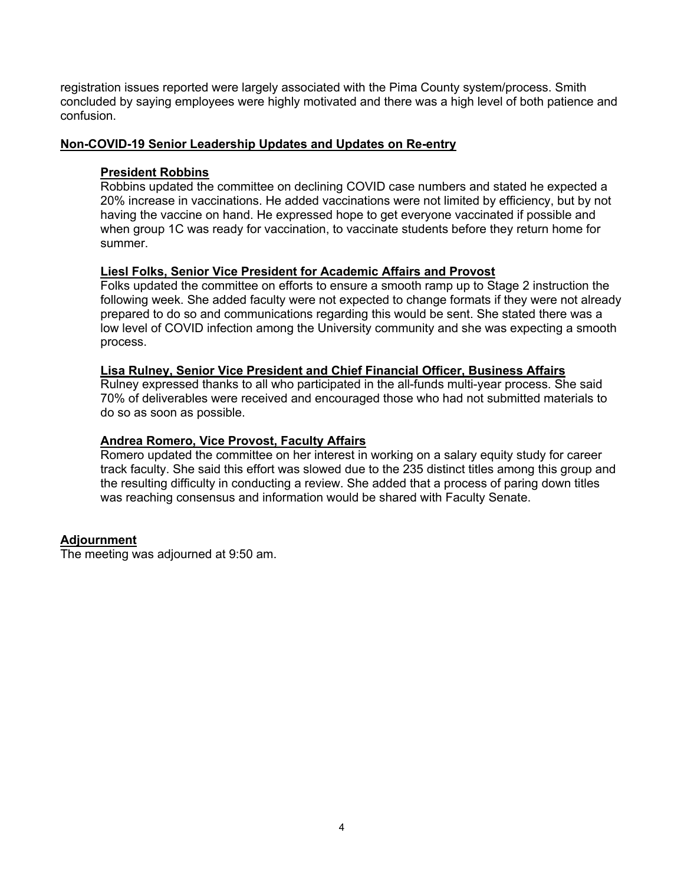registration issues reported were largely associated with the Pima County system/process. Smith concluded by saying employees were highly motivated and there was a high level of both patience and confusion.

## Non-COVID-19 Senior Leadership Updates and Updates on Re-entry

### President Robbins

Robbins updated the committee on declining COVID case numbers and stated he expected a 20% increase in vaccinations. He added vaccinations were not limited by efficiency, but by not having the vaccine on hand. He expressed hope to get everyone vaccinated if possible and when group 1C was ready for vaccination, to vaccinate students before they return home for summer.

### Liesl Folks, Senior Vice President for Academic Affairs and Provost

Folks updated the committee on efforts to ensure a smooth ramp up to Stage 2 instruction the following week. She added faculty were not expected to change formats if they were not already prepared to do so and communications regarding this would be sent. She stated there was a low level of COVID infection among the University community and she was expecting a smooth process.

### Lisa Rulney, Senior Vice President and Chief Financial Officer, Business Affairs

Rulney expressed thanks to all who participated in the all-funds multi-year process. She said 70% of deliverables were received and encouraged those who had not submitted materials to do so as soon as possible.

### Andrea Romero, Vice Provost, Faculty Affairs

Romero updated the committee on her interest in working on a salary equity study for career track faculty. She said this effort was slowed due to the 235 distinct titles among this group and the resulting difficulty in conducting a review. She added that a process of paring down titles was reaching consensus and information would be shared with Faculty Senate.

## Adjournment

The meeting was adjourned at 9:50 am.